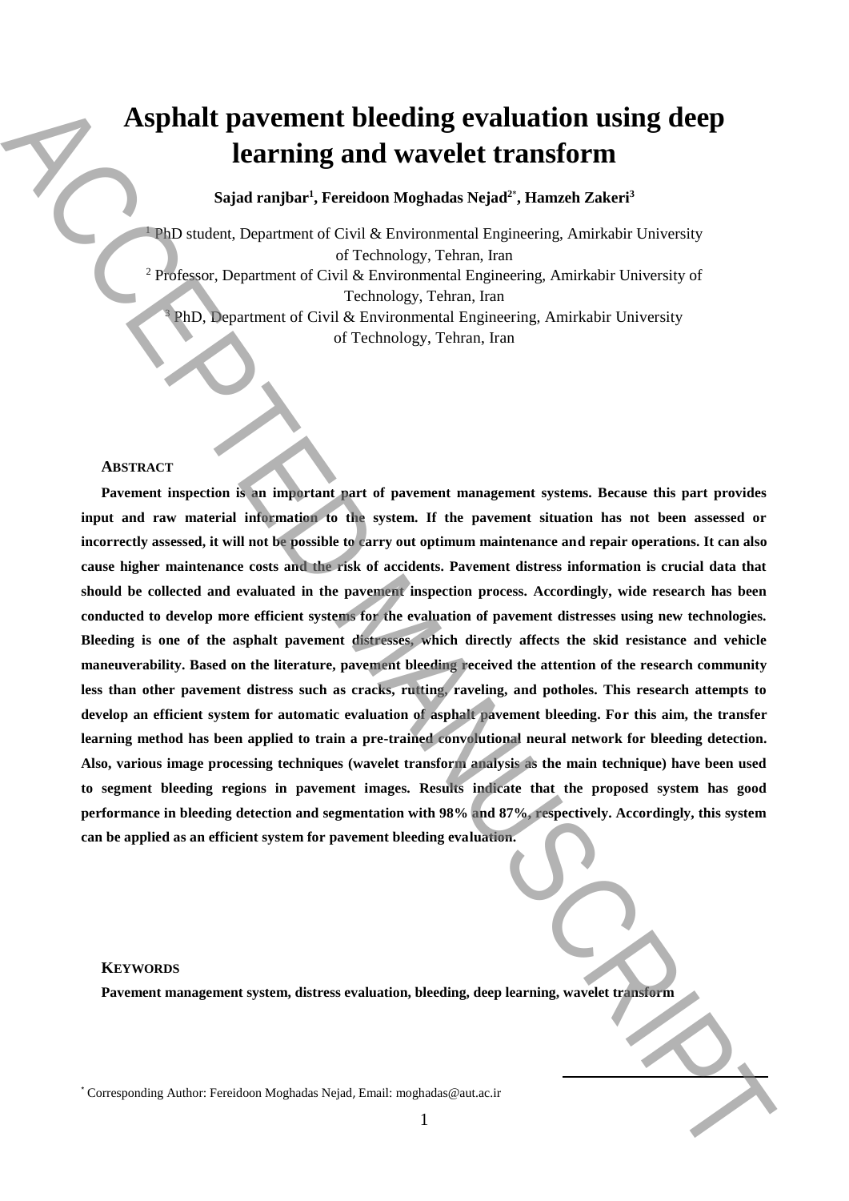# Asphalt pavement bleeding evaluation using deep learning and wavelet transform

**Sajad ranjbar[1], Fereidoon Moghadas Nejad[2*], Hamzeh Zakeri[3]**

[1] PhD student, Department of Civil & Environmental Engineering, Amirkabir University of Technology, Tehran, Iran

[2] Professor, Department of Civil & Environmental Engineering, Amirkabir University of Technology, Tehran, Iran

[3] PhD, Department of Civil & Environmental Engineering, Amirkabir University of Technology, Tehran, Iran

## ABSTRACT

**Pavement inspection is an important part of pavement management systems. Because this part provides input and raw material information to the system. If the pavement situation has not been assessed or incorrectly assessed, it will not be possible to carry out optimum maintenance and repair operations. It can also cause higher maintenance costs and the risk of accidents. Pavement distress information is crucial data that should be collected and evaluated in the pavement inspection process. Accordingly, wide research has been conducted to develop more efficient systems for the evaluation of pavement distresses using new technologies. Bleeding is one of the asphalt pavement distresses, which directly affects the skid resistance and vehicle maneuverability. Based on the literature, pavement bleeding received the attention of the research community less than other pavement distress such as cracks, rutting, raveling, and potholes. This research attempts to develop an efficient system for automatic evaluation of asphalt pavement bleeding. For this aim, the transfer learning method has been applied to train a pre-trained convolutional neural network for bleeding detection. Also, various image processing techniques (wavelet transform analysis as the main technique) have been used to segment bleeding regions in pavement images. Results indicate that the proposed system has good performance in bleeding detection and segmentation with 98% and 87%, respectively. Accordingly, this system can be applied as an efficient system for pavement bleeding evaluation.**

## KEYWORDS

**Pavement management system, distress evaluation, bleeding, deep learning, wavelet transform**

[*] Corresponding Author: Fereidoon Moghadas Nejad, Email: moghadas@aut.ac.ir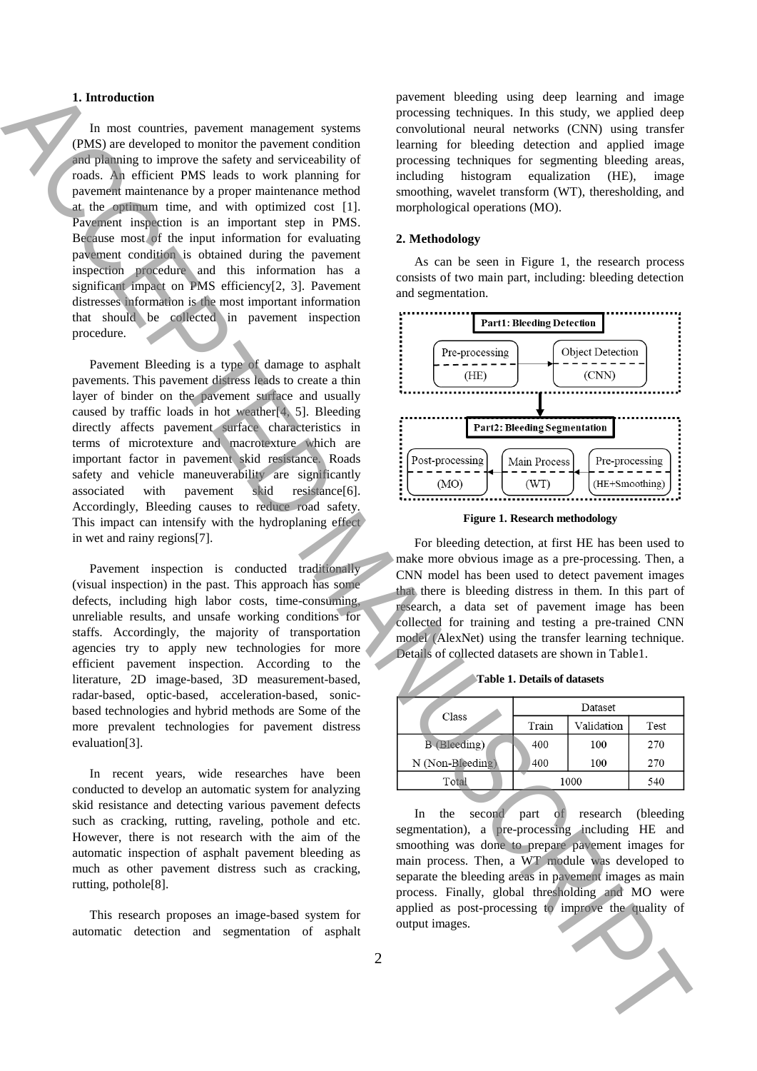## 1. Introduction

In most countries, pavement management systems (PMS) are developed to monitor the pavement condition and planning to improve the safety and serviceability of roads. An efficient PMS leads to work planning for pavement maintenance by a proper maintenance method at the optimum time, and with optimized cost [1]. Pavement inspection is an important step in PMS. Because most of the input information for evaluating pavement condition is obtained during the pavement inspection procedure and this information has a significant impact on PMS efficiency[2, 3]. Pavement distresses information is the most important information that should be collected in pavement inspection procedure.

Pavement Bleeding is a type of damage to asphalt pavements. This pavement distress leads to create a thin layer of binder on the pavement surface and usually caused by traffic loads in hot weather[4, 5]. Bleeding directly affects pavement surface characteristics in terms of microtexture and macrotexture which are important factor in pavement skid resistance. Roads safety and vehicle maneuverability are significantly associated with pavement skid resistance[6]. Accordingly, Bleeding causes to reduce road safety. This impact can intensify with the hydroplaning effect in wet and rainy regions[7].

Pavement inspection is conducted traditionally (visual inspection) in the past. This approach has some defects, including high labor costs, time-consuming, unreliable results, and unsafe working conditions for staffs. Accordingly, the majority of transportation agencies try to apply new technologies for more efficient pavement inspection. According to the literature, 2D image-based, 3D measurement-based, radar-based, optic-based, acceleration-based, sonic-based technologies and hybrid methods are Some of the more prevalent technologies for pavement distress evaluation[3].

In recent years, wide researches have been conducted to develop an automatic system for analyzing skid resistance and detecting various pavement defects such as cracking, rutting, raveling, pothole and etc. However, there is not research with the aim of the automatic inspection of asphalt pavement bleeding as much as other pavement distress such as cracking, rutting, pothole[8].

This research proposes an image-based system for automatic detection and segmentation of asphalt pavement bleeding using deep learning and image processing techniques. In this study, we applied deep convolutional neural networks (CNN) using transfer learning for bleeding detection and applied image processing techniques for segmenting bleeding areas, including histogram equalization (HE), image smoothing, wavelet transform (WT), theresholding, and morphological operations (MO).

## 2. Methodology

As can be seen in Figure 1, the research process consists of two main part, including: bleeding detection and segmentation.

**Part1: Bleeding Detection**

Pre-processing (HE) → Object Detection (CNN)

**Part2: Bleeding Segmentation**

Pre-processing (HE+Smoothing) → Main Process (WT) → Post-processing (MO)

**Figure 1. Research methodology**

For bleeding detection, at first HE has been used to make more obvious image as a pre-processing. Then, a CNN model has been used to detect pavement images that there is bleeding distress in them. In this part of research, a data set of pavement image has been collected for training and testing a pre-trained CNN model (AlexNet) using the transfer learning technique. Details of collected datasets are shown in Table1.

**Table 1. Details of datasets**

| Class | Dataset | | |
|---|---|---|---|
| | Train | Validation | Test |
| B (Bleeding) | 400 | 100 | 270 |
| N (Non-Bleeding) | 400 | 100 | 270 |
| Total | 1000 | | 540 |

In the second part of research (bleeding segmentation), a pre-processing including HE and smoothing was done to prepare pavement images for main process. Then, a WT module was developed to separate the bleeding areas in pavement images as main process. Finally, global thresholding and MO were applied as post-processing to improve the quality of output images.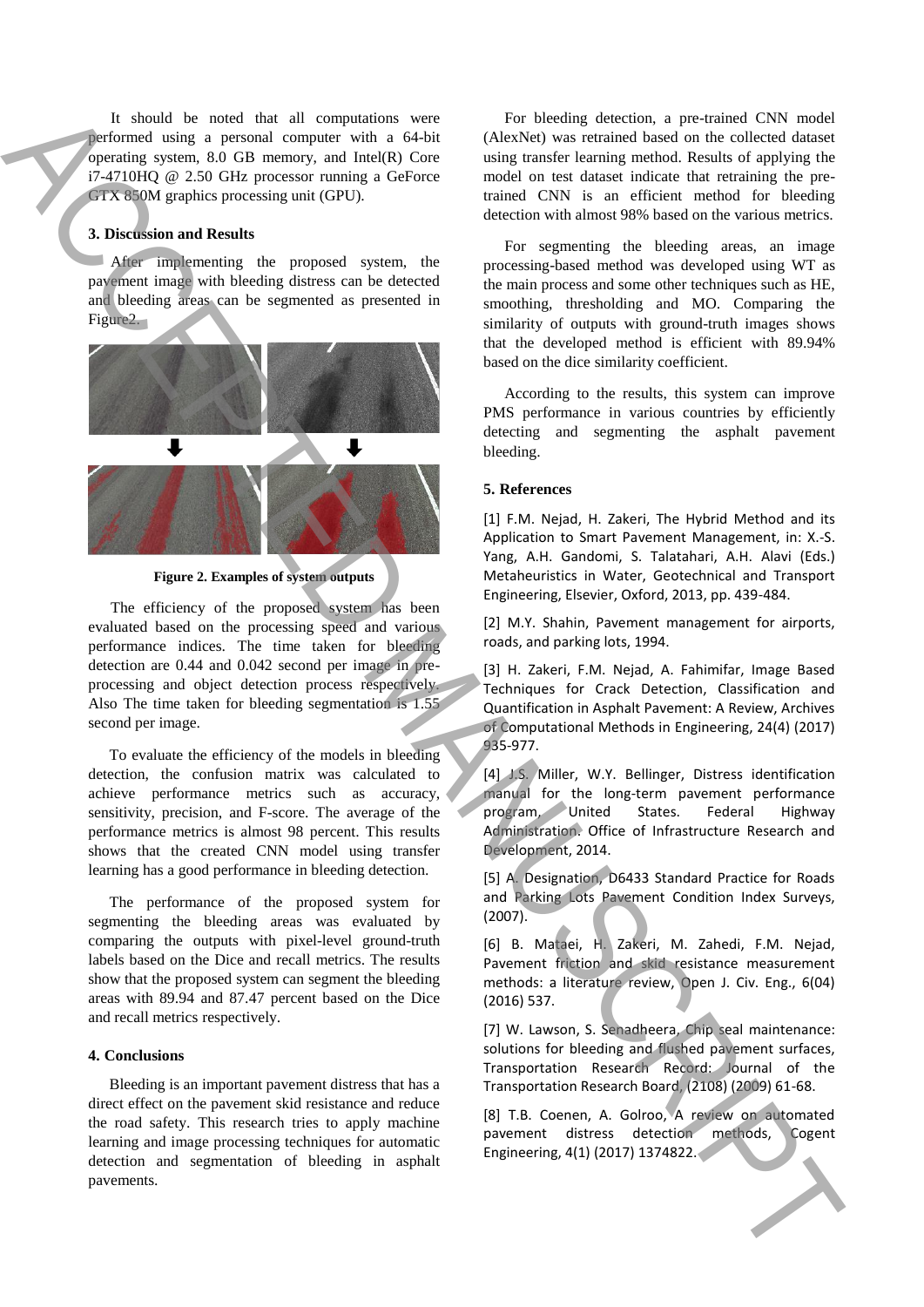It should be noted that all computations were performed using a personal computer with a 64-bit operating system, 8.0 GB memory, and Intel(R) Core i7-4710HQ @ 2.50 GHz processor running a GeForce GTX 850M graphics processing unit (GPU).

### 3. Discussion and Results

After implementing the proposed system, the pavement image with bleeding distress can be detected and bleeding areas can be segmented as presented in Figure2.

**Figure 2. Examples of system outputs**

The efficiency of the proposed system has been evaluated based on the processing speed and various performance indices. The time taken for bleeding detection are 0.44 and 0.042 second per image in pre-processing and object detection process respectively. Also The time taken for bleeding segmentation is 1.55 second per image.

To evaluate the efficiency of the models in bleeding detection, the confusion matrix was calculated to achieve performance metrics such as accuracy, sensitivity, precision, and F-score. The average of the performance metrics is almost 98 percent. This results shows that the created CNN model using transfer learning has a good performance in bleeding detection.

The performance of the proposed system for segmenting the bleeding areas was evaluated by comparing the outputs with pixel-level ground-truth labels based on the Dice and recall metrics. The results show that the proposed system can segment the bleeding areas with 89.94 and 87.47 percent based on the Dice and recall metrics respectively.

### 4. Conclusions

Bleeding is an important pavement distress that has a direct effect on the pavement skid resistance and reduce the road safety. This research tries to apply machine learning and image processing techniques for automatic detection and segmentation of bleeding in asphalt pavements.

For bleeding detection, a pre-trained CNN model (AlexNet) was retrained based on the collected dataset using transfer learning method. Results of applying the model on test dataset indicate that retraining the pre-trained CNN is an efficient method for bleeding detection with almost 98% based on the various metrics.

For segmenting the bleeding areas, an image processing-based method was developed using WT as the main process and some other techniques such as HE, smoothing, thresholding and MO. Comparing the similarity of outputs with ground-truth images shows that the developed method is efficient with 89.94% based on the dice similarity coefficient.

According to the results, this system can improve PMS performance in various countries by efficiently detecting and segmenting the asphalt pavement bleeding.

### 5. References

[1] F.M. Nejad, H. Zakeri, The Hybrid Method and its Application to Smart Pavement Management, in: X.-S. Yang, A.H. Gandomi, S. Talatahari, A.H. Alavi (Eds.) Metaheuristics in Water, Geotechnical and Transport Engineering, Elsevier, Oxford, 2013, pp. 439-484.

[2] M.Y. Shahin, Pavement management for airports, roads, and parking lots, 1994.

[3] H. Zakeri, F.M. Nejad, A. Fahimifar, Image Based Techniques for Crack Detection, Classification and Quantification in Asphalt Pavement: A Review, Archives of Computational Methods in Engineering, 24(4) (2017) 935-977.

[4] J.S. Miller, W.Y. Bellinger, Distress identification manual for the long-term pavement performance program, United States. Federal Highway Administration. Office of Infrastructure Research and Development, 2014.

[5] A. Designation, D6433 Standard Practice for Roads and Parking Lots Pavement Condition Index Surveys, (2007).

[6] B. Mataei, H. Zakeri, M. Zahedi, F.M. Nejad, Pavement friction and skid resistance measurement methods: a literature review, Open J. Civ. Eng., 6(04) (2016) 537.

[7] W. Lawson, S. Senadheera, Chip seal maintenance: solutions for bleeding and flushed pavement surfaces, Transportation Research Record: Journal of the Transportation Research Board, (2108) (2009) 61-68.

[8] T.B. Coenen, A. Golroo, A review on automated pavement distress detection methods, Cogent Engineering, 4(1) (2017) 1374822.